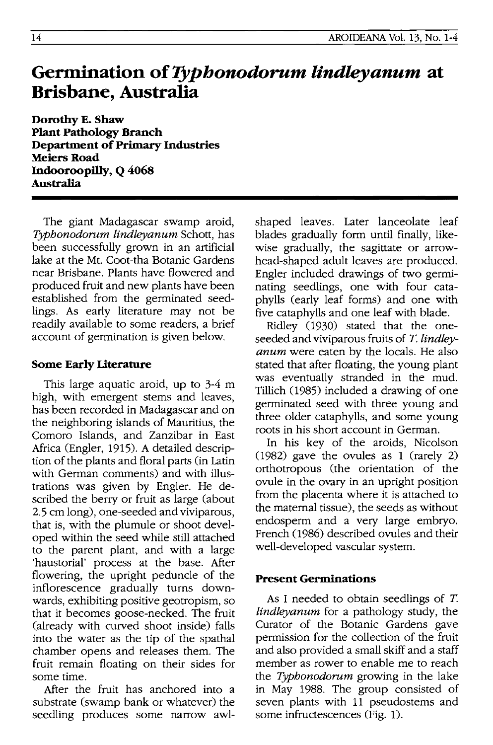# Germination of *Typhonodorum lindleyanum* at Brisbane, Australia

**Dorothy E. Shaw**
**Plant Pathology Branch**
**Department of Primary Industries**
**Meiers Road**
**Indooroopilly, Q 4068**
**Australia**

The giant Madagascar swamp aroid, *Typhonodorum lindleyanum* Schott, has been successfully grown in an artificial lake at the Mt. Coot-tha Botanic Gardens near Brisbane. Plants have flowered and produced fruit and new plants have been established from the germinated seedlings. As early literature may not be readily available to some readers, a brief account of germination is given below.

## Some Early Literature

This large aquatic aroid, up to 3-4 m high, with emergent stems and leaves, has been recorded in Madagascar and on the neighboring islands of Mauritius, the Comoro Islands, and Zanzibar in East Africa (Engler, 1915). A detailed description of the plants and floral parts (in Latin with German comments) and with illustrations was given by Engler. He described the berry or fruit as large (about 2.5 cm long), one-seeded and viviparous, that is, with the plumule or shoot developed within the seed while still attached to the parent plant, and with a large 'haustorial' process at the base. After flowering, the upright peduncle of the inflorescence gradually turns downwards, exhibiting positive geotropism, so that it becomes goose-necked. The fruit (already with curved shoot inside) falls into the water as the tip of the spathal chamber opens and releases them. The fruit remain floating on their sides for some time.

After the fruit has anchored into a substrate (swamp bank or whatever) the seedling produces some narrow awl-shaped leaves. Later lanceolate leaf blades gradually form until finally, likewise gradually, the sagittate or arrowhead-shaped adult leaves are produced. Engler included drawings of two germinating seedlings, one with four cataphylls (early leaf forms) and one with five cataphylls and one leaf with blade.

Ridley (1930) stated that the one-seeded and viviparous fruits of *T. lindleyanum* were eaten by the locals. He also stated that after floating, the young plant was eventually stranded in the mud. Tillich (1985) included a drawing of one germinated seed with three young and three older cataphylls, and some young roots in his short account in German.

In his key of the aroids, Nicolson (1982) gave the ovules as 1 (rarely 2) orthotropous (the orientation of the ovule in the ovary in an upright position from the placenta where it is attached to the maternal tissue), the seeds as without endosperm and a very large embryo. French (1986) described ovules and their well-developed vascular system.

## Present Germinations

As I needed to obtain seedlings of *T. lindleyanum* for a pathology study, the Curator of the Botanic Gardens gave permission for the collection of the fruit and also provided a small skiff and a staff member as rower to enable me to reach the *Typhonodorum* growing in the lake in May 1988. The group consisted of seven plants with 11 pseudostems and some infructescences (Fig. 1).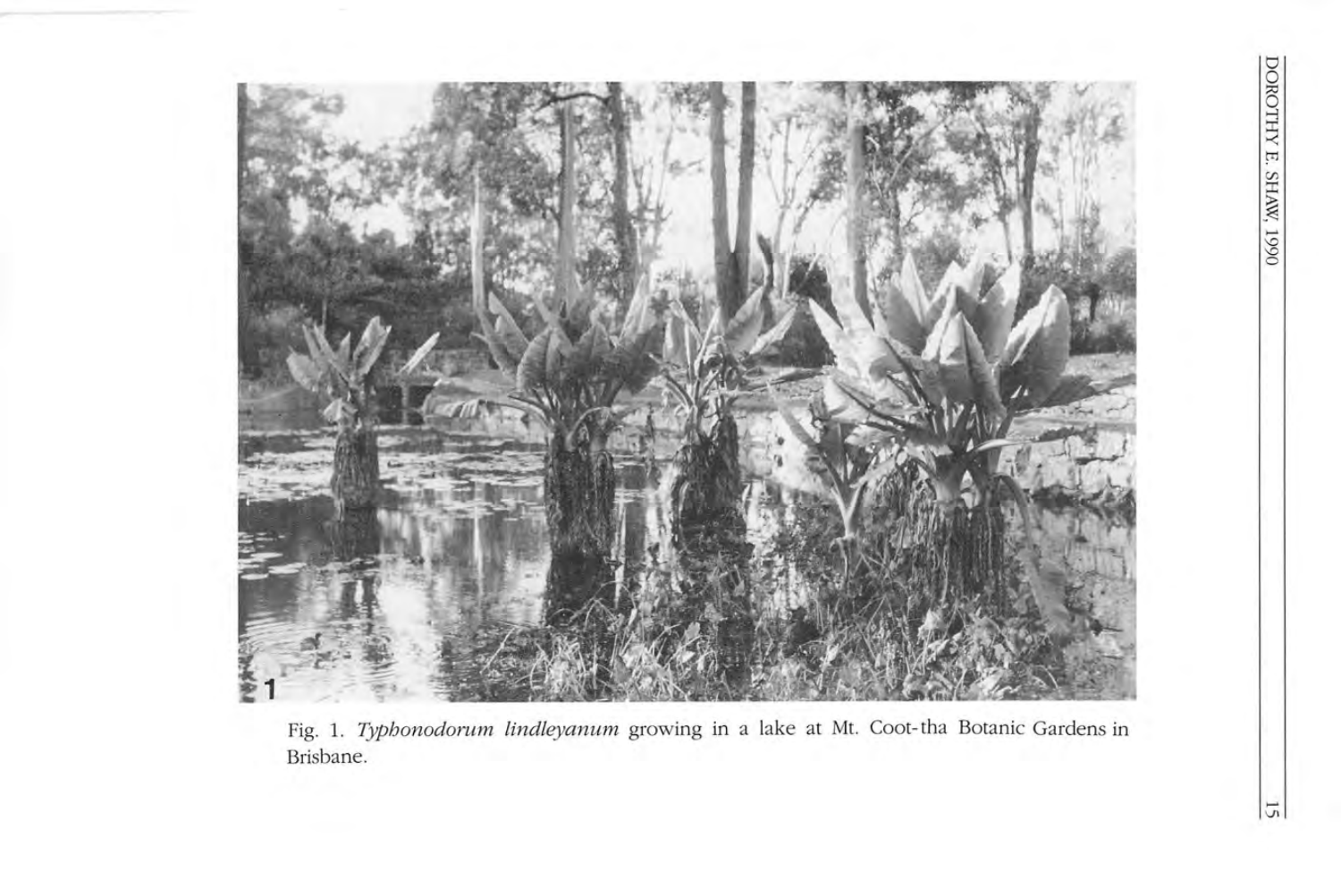Fig. 1. *Typhonodorum lindleyanum* growing in a lake at Mt. Coot-tha Botanic Gardens in Brisbane.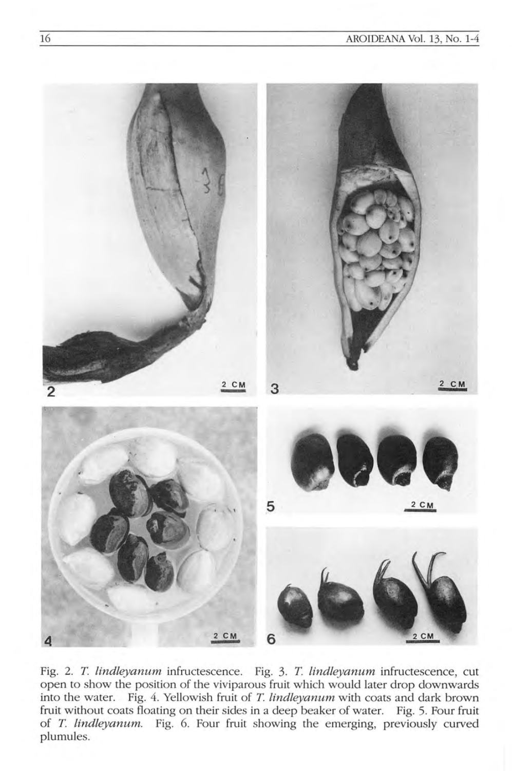Fig. 2. *T. lindleyanum* infructescence. Fig. 3. *T. lindleyanum* infructescence, cut open to show the position of the viviparous fruit which would later drop downwards into the water. Fig. 4. Yellowish fruit of *T. lindleyanum* with coats and dark brown fruit without coats floating on their sides in a deep beaker of water. Fig. 5. Four fruit of *T. lindleyanum.* Fig. 6. Four fruit showing the emerging, previously curved plumules.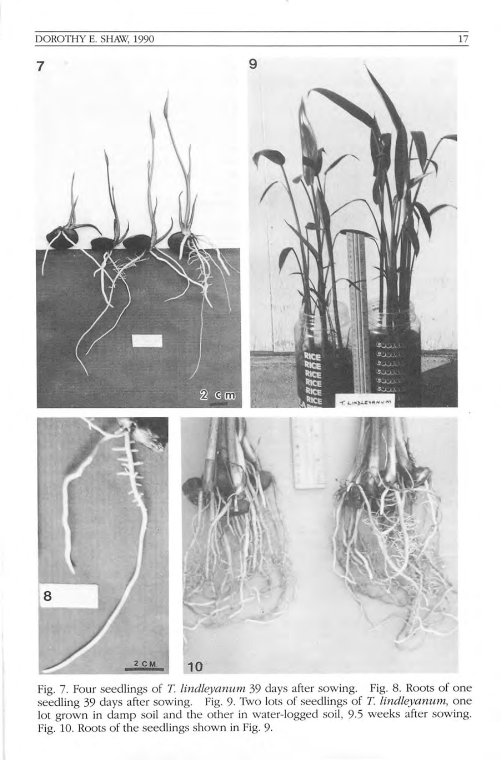Fig. 7. Four seedlings of *T. lindleyanum* 39 days after sowing. Fig. 8. Roots of one seedling 39 days after sowing. Fig. 9. Two lots of seedlings of *T. lindleyanum*, one lot grown in damp soil and the other in water-logged soil, 9.5 weeks after sowing. Fig. 10. Roots of the seedlings shown in Fig. 9.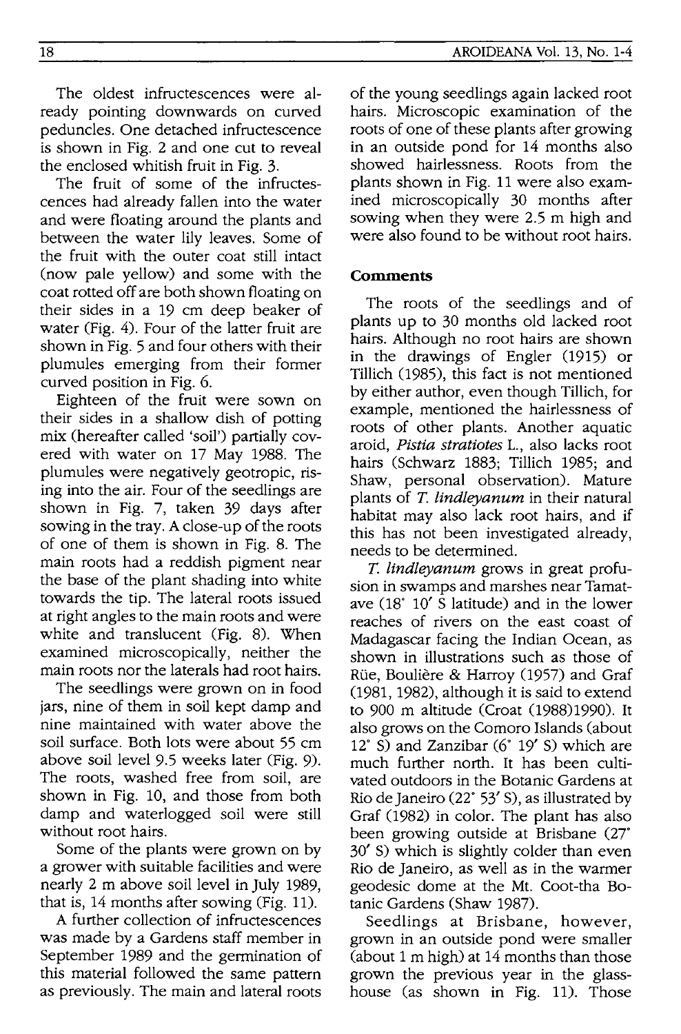The oldest infructescences were already pointing downwards on curved peduncles. One detached infructescence is shown in Fig. 2 and one cut to reveal the enclosed whitish fruit in Fig. 3.

The fruit of some of the infructescences had already fallen into the water and were floating around the plants and between the water lily leaves. Some of the fruit with the outer coat still intact (now pale yellow) and some with the coat rotted off are both shown floating on their sides in a 19 cm deep beaker of water (Fig. 4). Four of the latter fruit are shown in Fig. 5 and four others with their plumules emerging from their former curved position in Fig. 6.

Eighteen of the fruit were sown on their sides in a shallow dish of potting mix (hereafter called 'soil') partially covered with water on 17 May 1988. The plumules were negatively geotropic, rising into the air. Four of the seedlings are shown in Fig. 7, taken 39 days after sowing in the tray. A close-up of the roots of one of them is shown in Fig. 8. The main roots had a reddish pigment near the base of the plant shading into white towards the tip. The lateral roots issued at right angles to the main roots and were white and translucent (Fig. 8). When examined microscopically, neither the main roots nor the laterals had root hairs.

The seedlings were grown on in food jars, nine of them in soil kept damp and nine maintained with water above the soil surface. Both lots were about 55 cm above soil level 9.5 weeks later (Fig. 9). The roots, washed free from soil, are shown in Fig. 10, and those from both damp and waterlogged soil were still without root hairs.

Some of the plants were grown on by a grower with suitable facilities and were nearly 2 m above soil level in July 1989, that is, 14 months after sowing (Fig. 11).

A further collection of infructescences was made by a Gardens staff member in September 1989 and the germination of this material followed the same pattern as previously. The main and lateral roots of the young seedlings again lacked root hairs. Microscopic examination of the roots of one of these plants after growing in an outside pond for 14 months also showed hairlessness. Roots from the plants shown in Fig. 11 were also examined microscopically 30 months after sowing when they were 2.5 m high and were also found to be without root hairs.

## Comments

The roots of the seedlings and of plants up to 30 months old lacked root hairs. Although no root hairs are shown in the drawings of Engler (1915) or Tillich (1985), this fact is not mentioned by either author, even though Tillich, for example, mentioned the hairlessness of roots of other plants. Another aquatic aroid, *Pistia stratiotes* L., also lacks root hairs (Schwarz 1883; Tillich 1985; and Shaw, personal observation). Mature plants of *T. lindleyanum* in their natural habitat may also lack root hairs, and if this has not been investigated already, needs to be determined.

*T. lindleyanum* grows in great profusion in swamps and marshes near Tamatave (18° 10′ S latitude) and in the lower reaches of rivers on the east coast of Madagascar facing the Indian Ocean, as shown in illustrations such as those of Rüe, Boulière & Harroy (1957) and Graf (1981, 1982), although it is said to extend to 900 m altitude (Croat (1988)1990). It also grows on the Comoro Islands (about 12° S) and Zanzibar (6° 19′ S) which are much further north. It has been cultivated outdoors in the Botanic Gardens at Rio de Janeiro (22° 53′ S), as illustrated by Graf (1982) in color. The plant has also been growing outside at Brisbane (27° 30′ S) which is slightly colder than even Rio de Janeiro, as well as in the warmer geodesic dome at the Mt. Coot-tha Botanic Gardens (Shaw 1987).

Seedlings at Brisbane, however, grown in an outside pond were smaller (about 1 m high) at 14 months than those grown the previous year in the glasshouse (as shown in Fig. 11). Those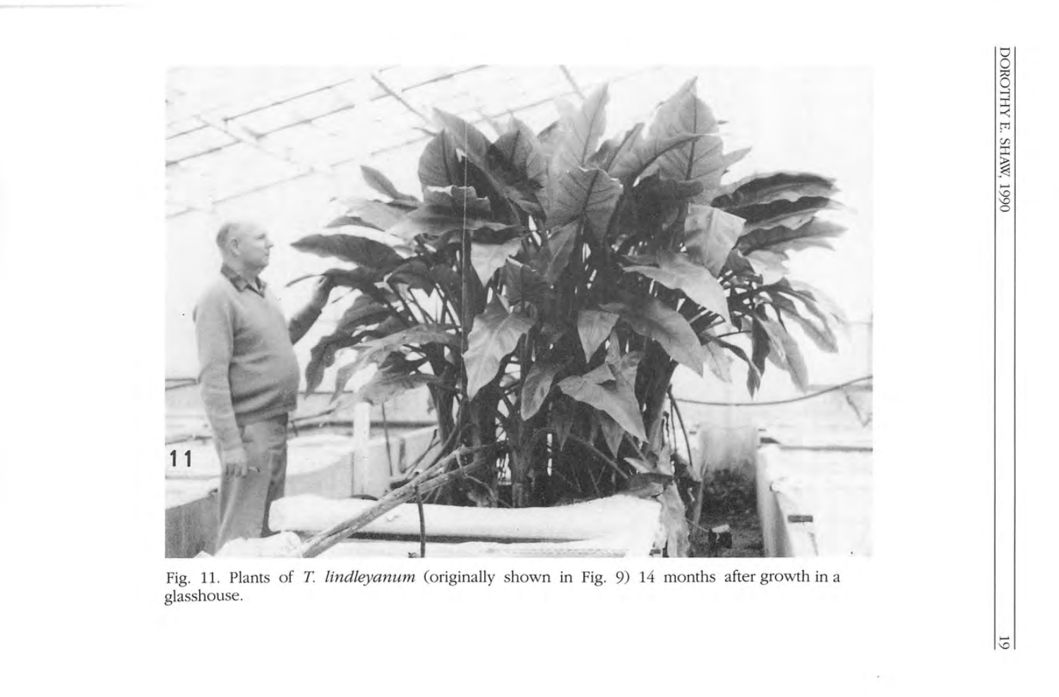Fig. 11. Plants of *T. lindleyanum* (originally shown in Fig. 9) 14 months after growth in a glasshouse.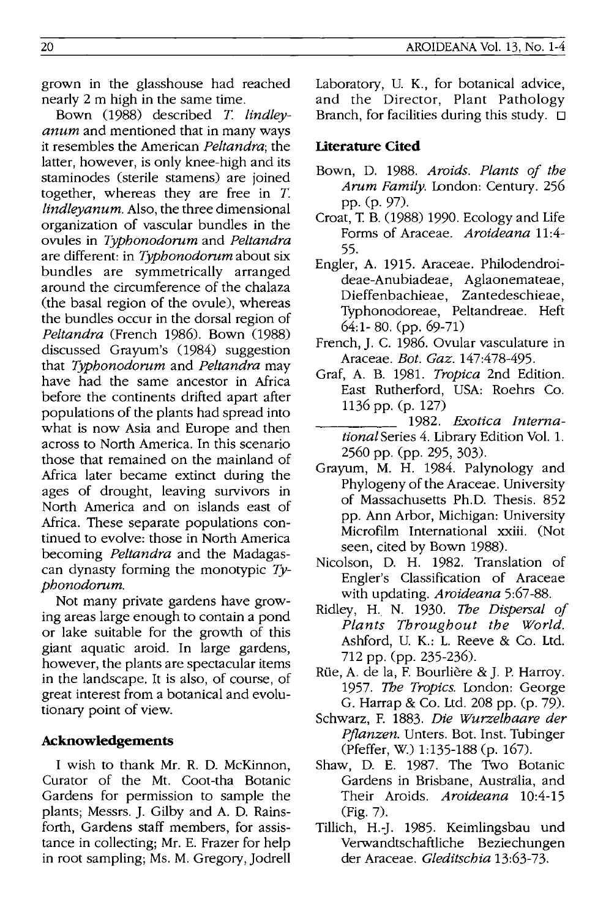grown in the glasshouse had reached nearly 2 m high in the same time.

Bown (1988) described *T. lindleyanum* and mentioned that in many ways it resembles the American *Peltandra*; the latter, however, is only knee-high and its staminodes (sterile stamens) are joined together, whereas they are free in *T. lindleyanum*. Also, the three dimensional organization of vascular bundles in the ovules in *Typhonodorum* and *Peltandra* are different: in *Typhonodorum* about six bundles are symmetrically arranged around the circumference of the chalaza (the basal region of the ovule), whereas the bundles occur in the dorsal region of *Peltandra* (French 1986). Bown (1988) discussed Grayum's (1984) suggestion that *Typhonodorum* and *Peltandra* may have had the same ancestor in Africa before the continents drifted apart after populations of the plants had spread into what is now Asia and Europe and then across to North America. In this scenario those that remained on the mainland of Africa later became extinct during the ages of drought, leaving survivors in North America and on islands east of Africa. These separate populations continued to evolve: those in North America becoming *Peltandra* and the Madagascan dynasty forming the monotypic *Typhonodorum*.

Not many private gardens have growing areas large enough to contain a pond or lake suitable for the growth of this giant aquatic aroid. In large gardens, however, the plants are spectacular items in the landscape. It is also, of course, of great interest from a botanical and evolutionary point of view.

## Acknowledgements

I wish to thank Mr. R. D. McKinnon, Curator of the Mt. Coot-tha Botanic Gardens for permission to sample the plants; Messrs. J. Gilby and A. D. Rainsforth, Gardens staff members, for assistance in collecting; Mr. E. Frazer for help in root sampling; Ms. M. Gregory, Jodrell Laboratory, U. K., for botanical advice, and the Director, Plant Pathology Branch, for facilities during this study. □

## Literature Cited

Bown, D. 1988. *Aroids. Plants of the Arum Family.* London: Century. 256 pp. (p. 97).

Croat, T. B. (1988) 1990. Ecology and Life Forms of Araceae. *Aroideana* 11:4-55.

Engler, A. 1915. Araceae. Philodendroideae-Anubiadeae, Aglaonemateae, Dieffenbachieae, Zantedeschieae, Typhonodoreae, Peltandreae. Heft 64:1- 80. (pp. 69-71)

French, J. C. 1986. Ovular vasculature in Araceae. *Bot. Gaz.* 147:478-495.

Graf, A. B. 1981. *Tropica* 2nd Edition. East Rutherford, USA: Roehrs Co. 1136 pp. (p. 127)

———— 1982. *Exotica International* Series 4. Library Edition Vol. 1. 2560 pp. (pp. 295, 303).

Grayum, M. H. 1984. Palynology and Phylogeny of the Araceae. University of Massachusetts Ph.D. Thesis. 852 pp. Ann Arbor, Michigan: University Microfilm International xxiii. (Not seen, cited by Bown 1988).

Nicolson, D. H. 1982. Translation of Engler's Classification of Araceae with updating. *Aroideana* 5:67-88.

Ridley, H. N. 1930. *The Dispersal of Plants Throughout the World.* Ashford, U. K.: L. Reeve & Co. Ltd. 712 pp. (pp. 235-236).

Rüe, A. de la, F. Bourlière & J. P. Harroy. 1957. *The Tropics.* London: George G. Harrap & Co. Ltd. 208 pp. (p. 79).

Schwarz, F. 1883. *Die Wurzelhaare der Pflanzen.* Unters. Bot. Inst. Tubinger (Pfeffer, W.) 1:135-188 (p. 167).

Shaw, D. E. 1987. The Two Botanic Gardens in Brisbane, Australia, and Their Aroids. *Aroideana* 10:4-15 (Fig. 7).

Tillich, H.-J. 1985. Keimlingsbau und Verwandtschaftliche Beziechungen der Araceae. *Gleditschia* 13:63-73.